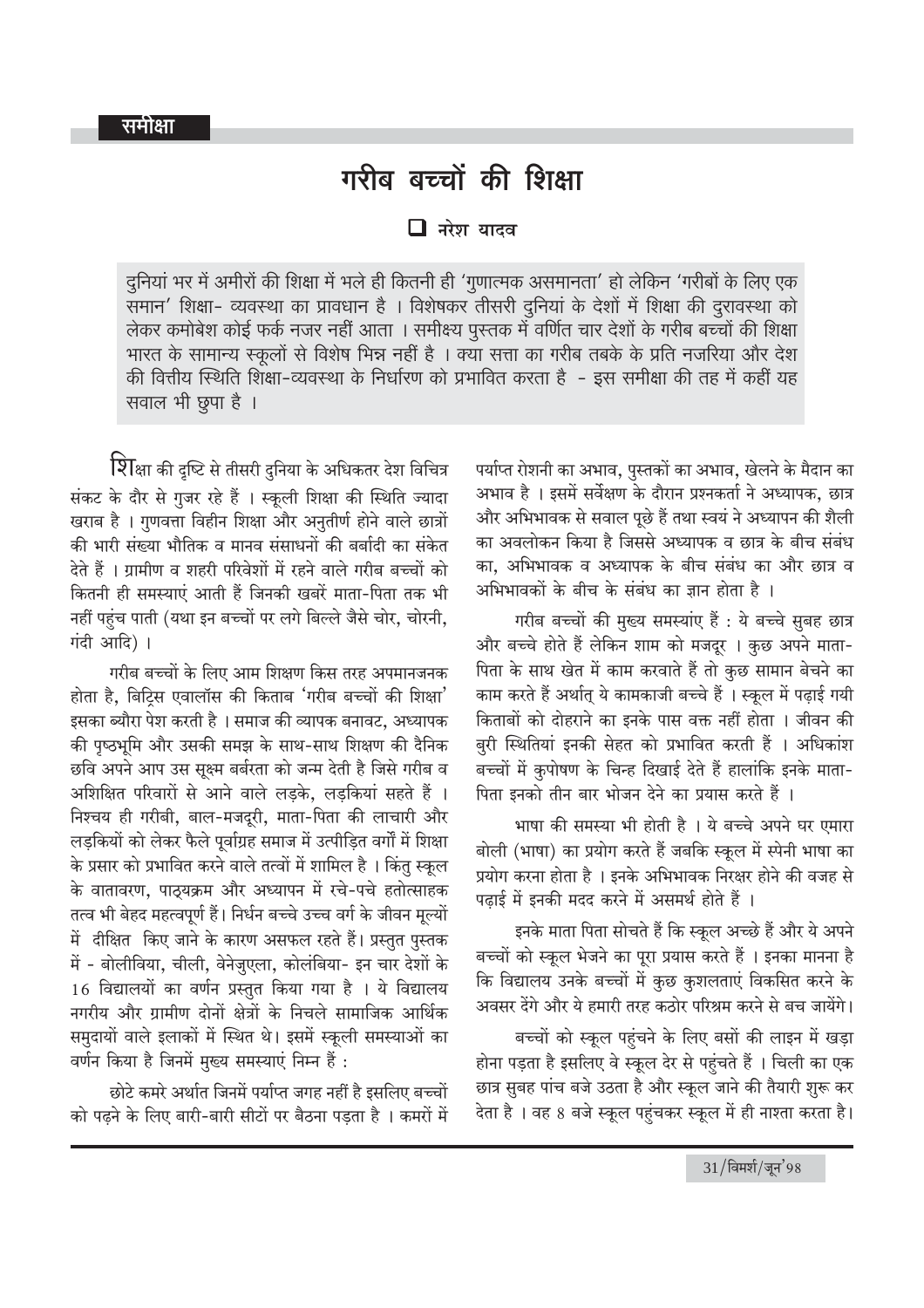समीक्षा

# गरीब बच्चों की शिक्षा

❑ नरेश यादव

दुनियां भर में अमीरों की शिक्षा में भले ही कितनी ही 'गुणात्मक असमानता' हो लेकिन 'गरीबों के लिए एक समान' शिक्षा- व्यवस्था का प्रावधान है । विशेषकर तीसरी दुनियां के देशों में शिक्षा की दुरावस्था को लेकर कमोबेश कोई फर्क नजर नहीं आता । समीक्ष्य पुस्तक में वर्णित चार देशों के गरीब बच्चों की शिक्षा भारत के सामान्य स्कूलों से विशेष भिन्न नहीं है । क्या सत्ता का गरीब तबके के प्रति नजरिया और देश की वित्तीय स्थिति शिक्षा-व्यवस्था के निर्धारण को प्रभावित करता है - इस समीक्षा की तह में कहीं यह सवाल भी छुपा है ।

शिक्षा की दृष्टि से तीसरी दुनिया के अधिकतर देश विचित्र संकट के दौर से गुजर रहे हैं । स्कूली शिक्षा की स्थिति ज्यादा खराब है । गुणवत्ता विहीन शिक्षा और अनुतीर्ण होने वाले छात्रों की भारी संख्या भौतिक व मानव संसाधनों की बर्बादी का संकेत देते हैं । ग्रामीण व शहरी परिवेशों में रहने वाले गरीब बच्चों को कितनी ही समस्याएं आती हैं जिनकी खबरें माता-पिता तक भी नहीं पहुंच पाती (यथा इन बच्चों पर लगे बिल्ले जैसे चोर, चोरनी, गंदी आदि) ।

गरीब बच्चों के लिए आम शिक्षण किस तरह अपमानजनक होता है, बिट्रिस एवालॉस की किताब 'गरीब बच्चों की शिक्षा' इसका ब्यौरा पेश करती है । समाज की व्यापक बनावट, अध्यापक की पृष्ठभूमि और उसकी समझ के साथ-साथ शिक्षण की दैनिक छवि अपने आप उस सूक्ष्म बर्बरता को जन्म देती है जिसे गरीब व अशिक्षित परिवारों से आने वाले लड़के, लड़कियां सहते हैं । निश्चय ही गरीबी, बाल-मजदूरी, माता-पिता की लाचारी और लड़कियों को लेकर फैले पूर्वाग्रह समाज में उत्पीड़ित वर्गों में शिक्षा के प्रसार को प्रभावित करने वाले तत्वों में शामिल है । किंतु स्कूल के वातावरण, पाठ्यक्रम और अध्यापन में रचे-पचे हतोत्साहक तत्व भी बेहद महत्वपूर्ण हैं। निर्धन बच्चे उच्च वर्ग के जीवन मूल्यों में दीक्षित किए जाने के कारण असफल रहते हैं। प्रस्तुत पुस्तक में - बोलीविया, चीली, वेनेजुएला, कोलंबिया- इन चार देशों के 16 विद्यालयों का वर्णन प्रस्तुत किया गया है । ये विद्यालय नगरीय और ग्रामीण दोनों क्षेत्रों के निचले सामाजिक आर्थिक समुदायों वाले इलाकों में स्थित थे। इसमें स्कूली समस्याओं का वर्णन किया है जिनमें मुख्य समस्याएं निम्न हैं :

छोटे कमरे अर्थात जिनमें पर्याप्त जगह नहीं है इसलिए बच्चों को पढ़ने के लिए बारी-बारी सीटों पर बैठना पड़ता है । कमरों में पर्याप्त रोशनी का अभाव, पुस्तकों का अभाव, खेलने के मैदान का अभाव है । इसमें सर्वेक्षण के दौरान प्रश्नकर्ता ने अध्यापक, छात्र और अभिभावक से सवाल पूछे हैं तथा स्वयं ने अध्यापन की शैली का अवलोकन किया है जिससे अध्यापक व छात्र के बीच संबंध का, अभिभावक व अध्यापक के बीच संबंध का और छात्र व अभिभावकों के बीच के संबंध का ज्ञान होता है ।

गरीब बच्चों की मुख्य समस्यांए हैं : ये बच्चे सुबह छात्र और बच्चे होते हैं लेकिन शाम को मजदूर । कुछ अपने माता-पिता के साथ खेत में काम करवाते हैं तो कुछ सामान बेचने का काम करते हैं अर्थात् ये कामकाजी बच्चे हैं । स्कूल में पढ़ाई गयी किताबों को दोहराने का इनके पास वक्त नहीं होता । जीवन की बुरी स्थितियां इनकी सेहत को प्रभावित करती हैं । अधिकांश बच्चों में कुपोषण के चिन्ह दिखाई देते हैं हालांकि इनके माता-पिता इनको तीन बार भोजन देने का प्रयास करते हैं ।

भाषा की समस्या भी होती है । ये बच्चे अपने घर एमारा बोली (भाषा) का प्रयोग करते हैं जबकि स्कूल में स्पेनी भाषा का प्रयोग करना होता है । इनके अभिभावक निरक्षर होने की वजह से पढ़ाई में इनकी मदद करने में असमर्थ होते हैं ।

इनके माता पिता सोचते हैं कि स्कूल अच्छे हैं और ये अपने बच्चों को स्कूल भेजने का पूरा प्रयास करते हैं । इनका मानना है कि विद्यालय उनके बच्चों में कुछ कुशलताएं विकसित करने के अवसर देंगे और ये हमारी तरह कठोर परिश्रम करने से बच जायेंगे।

बच्चों को स्कूल पहुंचने के लिए बसों की लाइन में खड़ा होना पड़ता है इसलिए वे स्कूल देर से पहुंचते हैं । चिली का एक छात्र सुबह पांच बजे उठता है और स्कूल जाने की तैयारी शुरू कर देता है । वह 8 बजे स्कूल पहुंचकर स्कूल में ही नाश्ता करता है।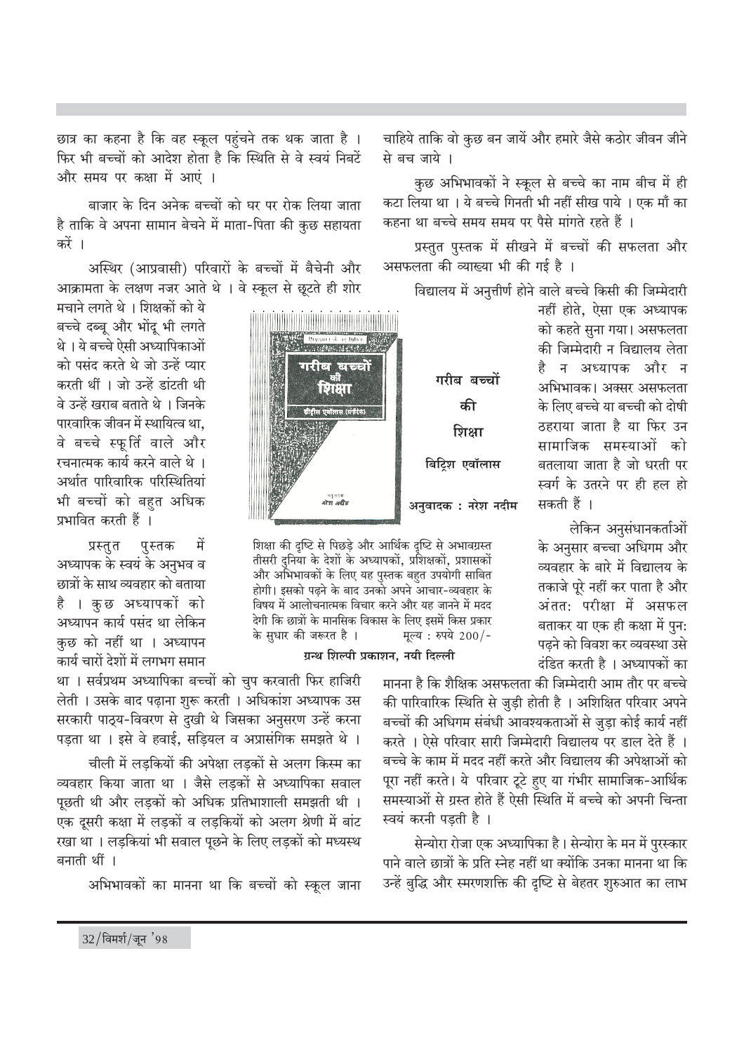छात्र का कहना है कि वह स्कूल पहुंचने तक थक जाता है । फिर भी बच्चों को आदेश होता है कि स्थिति से वे स्वयं निबटें और समय पर कक्षा में आएं ।

बाजार के दिन अनेक बच्चों को घर पर रोक लिया जाता है ताकि वे अपना सामान बेचने में माता-पिता की कुछ सहायता करें ।

अस्थिर (आप्रवासी) परिवारों के बच्चों में बैचेनी और आक्रामता के लक्षण नजर आते थे । वे स्कूल से छूटते ही शोर मचाने लगते थे । शिक्षकों को ये बच्चे दब्बू और भोंदू भी लगते थे । ये बच्चे ऐसी अध्यापिकाओं को पसंद करते थे जो उन्हें प्यार करती थीं । जो उन्हें डांटती थी वे उन्हें खराब बताते थे । जिनके पारवारिक जीवन में स्थायित्व था, वे बच्चे स्फूर्ति वाले और रचनात्मक कार्य करने वाले थे । अर्थात पारिवारिक परिस्थितियां भी बच्चों को बहुत अधिक प्रभावित करती हैं ।

प्रस्तुत पुस्तक में अध्यापक के स्वयं के अनुभव व छात्रों के साथ व्यवहार को बताया है । कुछ अध्यापकों को अध्यापन कार्य पसंद था लेकिन कुछ को नहीं था । अध्यापन कार्य चारों देशों में लगभग समान था । सर्वप्रथम अध्यापिका बच्चों को चुप करवाती फिर हाजिरी लेती । उसके बाद पढ़ाना शुरू करती । अधिकांश अध्यापक उस सरकारी पाठ्य-विवरण से दुखी थे जिसका अनुसरण उन्हें करना पड़ता था । इसे वे हवाई, सड़ियल व अप्रासंगिक समझते थे ।

चीली में लड़कियों की अपेक्षा लड़कों से अलग किस्म का व्यवहार किया जाता था । जैसे लड़कों से अध्यापिका सवाल पूछती थी और लड़कों को अधिक प्रतिभाशाली समझती थी । एक दूसरी कक्षा में लड़कों व लड़कियों को अलग श्रेणी में बांट रखा था । लड़कियां भी सवाल पूछने के लिए लड़कों को मध्यस्थ बनाती थीं ।

अभिभावकों का मानना था कि बच्चों को स्कूल जाना चाहिये ताकि वो कुछ बन जायें और हमारे जैसे कठोर जीवन जीने से बच जाये ।

कुछ अभिभावकों ने स्कूल से बच्चे का नाम बीच में ही कटा लिया था । ये बच्चे गिनती भी नहीं सीख पाये । एक माँ का कहना था बच्चे समय समय पर पैसे मांगते रहते हैं ।

प्रस्तुत पुस्तक में सीखने में बच्चों की सफलता और असफलता की व्याख्या भी की गई है ।

विद्यालय में अनुत्तीर्ण होने वाले बच्चे किसी की जिम्मेदारी नहीं होते, ऐसा एक अध्यापक को कहते सुना गया। असफलता की जिम्मेदारी न विद्यालय लेता है न अध्यापक और न अभिभावक। अक्सर असफलता के लिए बच्चे या बच्ची को दोषी ठहराया जाता है या फिर उन सामाजिक समस्याओं को बतलाया जाता है जो धरती पर स्वर्ग के उतरने पर ही हल हो सकती हैं ।

लेकिन अनुसंधानकर्ताओं के अनुसार बच्चा अधिगम और व्यवहार के बारे में विद्यालय के तकाजे पूरे नहीं कर पाता है और अंततः परीक्षा में असफल बताकर या एक ही कक्षा में पुनः पढ़ने को विवश कर व्यवस्था उसे दंडित करती है । अध्यापकों का मानना है कि शैक्षिक असफलता की जिम्मेदारी आम तौर पर बच्चे की पारिवारिक स्थिति से जुड़ी होती है । अशिक्षित परिवार अपने बच्चों की अधिगम संबंधी आवश्यकताओं से जुड़ा कोई कार्य नहीं करते । ऐसे परिवार सारी जिम्मेदारी विद्यालय पर डाल देते हैं । बच्चे के काम में मदद नहीं करते और विद्यालय की अपेक्षाओं को पूरा नहीं करते। ये परिवार टूटे हुए या गंभीर सामाजिक-आर्थिक समस्याओं से ग्रस्त होते हैं ऐसी स्थिति में बच्चे को अपनी चिन्ता स्वयं करनी पड़ती है ।

सेन्योरा रोजा एक अध्यापिका है। सेन्योरा के मन में पुरस्कार पाने वाले छात्रों के प्रति स्नेह नहीं था क्योंकि उनका मानना था कि उन्हें बुद्धि और स्मरणशक्ति की दृष्टि से बेहतर शुरुआत का लाभ

---

**गरीब बच्चों की शिक्षा**

**बिट्रिश एवॉलास**

**अनुवादक : नरेश नदीम**

शिक्षा की दृष्टि से पिछड़े और आर्थिक दृष्टि से अभावग्रस्त तीसरी दुनिया के देशों के अध्यापकों, प्रशिक्षकों, प्रशासकों और अभिभावकों के लिए यह पुस्तक बहुत उपयोगी साबित होगी। इसको पढ़ने के बाद उनको अपने आचार-व्यवहार के विषय में आलोचनात्मक विचार करने और यह जानने में मदद देगी कि छात्रों के मानसिक विकास के लिए इसमें किस प्रकार के सुधार की जरूरत है । मूल्य : रुपये 200/-

**ग्रन्थ शिल्पी प्रकाशन, नयी दिल्ली**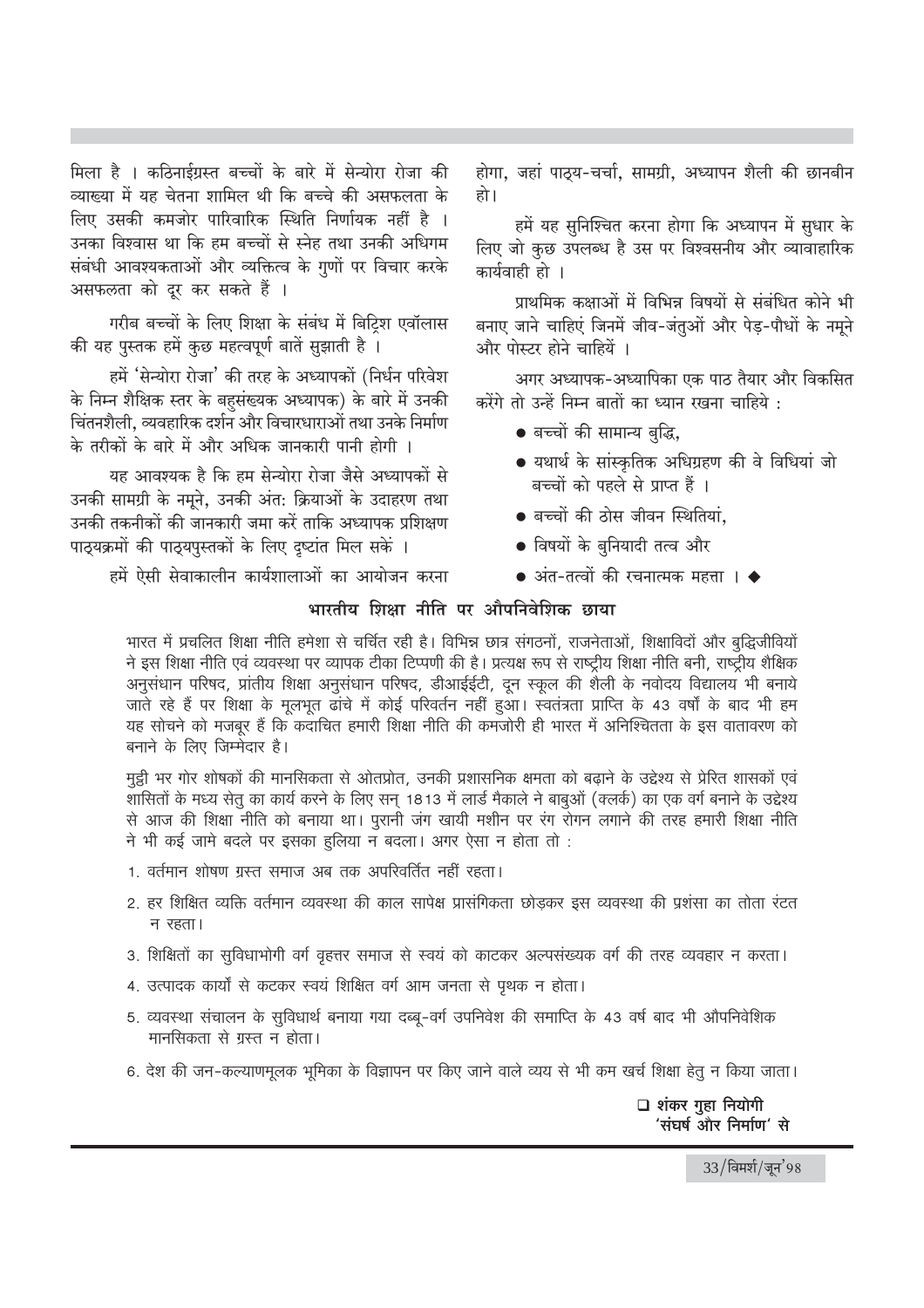मिला है । कठिनाईग्रस्त बच्चों के बारे में सेन्योरा रोजा की व्याख्या में यह चेतना शामिल थी कि बच्चे की असफलता के लिए उसकी कमजोर पारिवारिक स्थिति निर्णायक नहीं है । उनका विश्वास था कि हम बच्चों से स्नेह तथा उनकी अधिगम संबंधी आवश्यकताओं और व्यक्तित्व के गुणों पर विचार करके असफलता को दूर कर सकते हैं ।

गरीब बच्चों के लिए शिक्षा के संबंध में बिट्रिश एवॉलास की यह पुस्तक हमें कुछ महत्वपूर्ण बातें सुझाती है ।

हमें 'सेन्योरा रोजा' की तरह के अध्यापकों (निर्धन परिवेश के निम्न शैक्षिक स्तर के बहुसंख्यक अध्यापक) के बारे में उनकी चिंतनशैली, व्यवहारिक दर्शन और विचारधाराओं तथा उनके निर्माण के तरीकों के बारे में और अधिक जानकारी पानी होगी ।

यह आवश्यक है कि हम सेन्योरा रोजा जैसे अध्यापकों से उनकी सामग्री के नमूने, उनकी अंतः क्रियाओं के उदाहरण तथा उनकी तकनीकों की जानकारी जमा करें ताकि अध्यापक प्रशिक्षण पाठ्यक्रमों की पाठ्यपुस्तकों के लिए दृष्टांत मिल सकें ।

हमें ऐसी सेवाकालीन कार्यशालाओं का आयोजन करना होगा, जहां पाठ्य-चर्चा, सामग्री, अध्यापन शैली की छानबीन हो।

हमें यह सुनिश्चित करना होगा कि अध्यापन में सुधार के लिए जो कुछ उपलब्ध है उस पर विश्वसनीय और व्यावहारिक कार्यवाही हो ।

प्राथमिक कक्षाओं में विभिन्न विषयों से संबंधित कोने भी बनाए जाने चाहिएं जिनमें जीव-जंतुओं और पेड़-पौधों के नमूने और पोस्टर होने चाहियें ।

अगर अध्यापक-अध्यापिका एक पाठ तैयार और विकसित करेंगे तो उन्हें निम्न बातों का ध्यान रखना चाहिये :

- बच्चों की सामान्य बुद्धि,
- यथार्थ के सांस्कृतिक अधिग्रहण की वे विधियां जो बच्चों को पहले से प्राप्त हैं ।
- बच्चों की ठोस जीवन स्थितियां,
- विषयों के बुनियादी तत्व और
- अंत-तत्वों की रचनात्मक महत्ता । ◆

## भारतीय शिक्षा नीति पर औपनिवेशिक छाया

भारत में प्रचलित शिक्षा नीति हमेशा से चर्चित रही है। विभिन्न छात्र संगठनों, राजनेताओं, शिक्षाविदों और बुद्धिजीवियों ने इस शिक्षा नीति एवं व्यवस्था पर व्यापक टीका टिप्पणी की है। प्रत्यक्ष रूप से राष्ट्रीय शिक्षा नीति बनी, राष्ट्रीय शैक्षिक अनुसंधान परिषद, प्रांतीय शिक्षा अनुसंधान परिषद, डीआईईटी, दून स्कूल की शैली के नवोदय विद्यालय भी बनाये जाते रहे हैं पर शिक्षा के मूलभूत ढांचे में कोई परिवर्तन नहीं हुआ। स्वतंत्रता प्राप्ति के 43 वर्षों के बाद भी हम यह सोचने को मजबूर हैं कि कदाचित हमारी शिक्षा नीति की कमजोरी ही भारत में अनिश्चितता के इस वातावरण को बनाने के लिए जिम्मेदार है।

मुट्ठी भर गोर शोषकों की मानसिकता से ओतप्रोत, उनकी प्रशासनिक क्षमता को बढ़ाने के उद्देश्य से प्रेरित शासकों एवं शासितों के मध्य सेतु का कार्य करने के लिए सन् 1813 में लार्ड मैकाले ने बाबुओं (क्लर्क) का एक वर्ग बनाने के उद्देश्य से आज की शिक्षा नीति को बनाया था। पुरानी जंग खायी मशीन पर रंग रोगन लगाने की तरह हमारी शिक्षा नीति ने भी कई जामे बदले पर इसका हुलिया न बदला। अगर ऐसा न होता तो :

1. वर्तमान शोषण ग्रस्त समाज अब तक अपरिवर्तित नहीं रहता।
2. हर शिक्षित व्यक्ति वर्तमान व्यवस्था की काल सापेक्ष प्रासंगिकता छोड़कर इस व्यवस्था की प्रशंसा का तोता रंटत न रहता।
3. शिक्षितों का सुविधाभोगी वर्ग वृहत्तर समाज से स्वयं को काटकर अल्पसंख्यक वर्ग की तरह व्यवहार न करता।
4. उत्पादक कार्यों से कटकर स्वयं शिक्षित वर्ग आम जनता से पृथक न होता।
5. व्यवस्था संचालन के सुविधार्थ बनाया गया दब्बू-वर्ग उपनिवेश की समाप्ति के 43 वर्ष बाद भी औपनिवेशिक मानसिकता से ग्रस्त न होता।
6. देश की जन-कल्याणमूलक भूमिका के विज्ञापन पर किए जाने वाले व्यय से भी कम खर्च शिक्षा हेतु न किया जाता।

❑ **शंकर गुहा नियोगी**
**'संघर्ष और निर्माण' से**